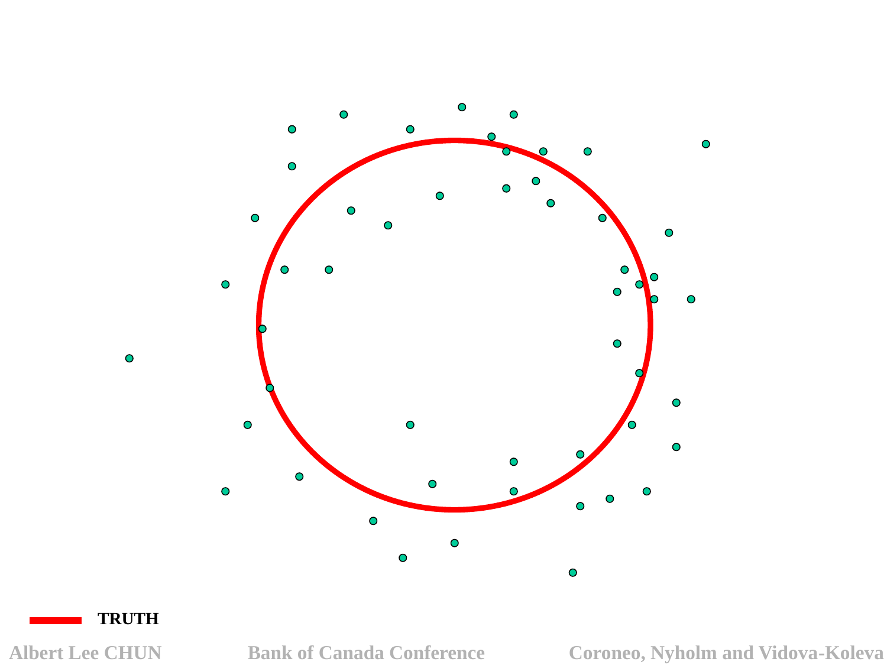TRUTH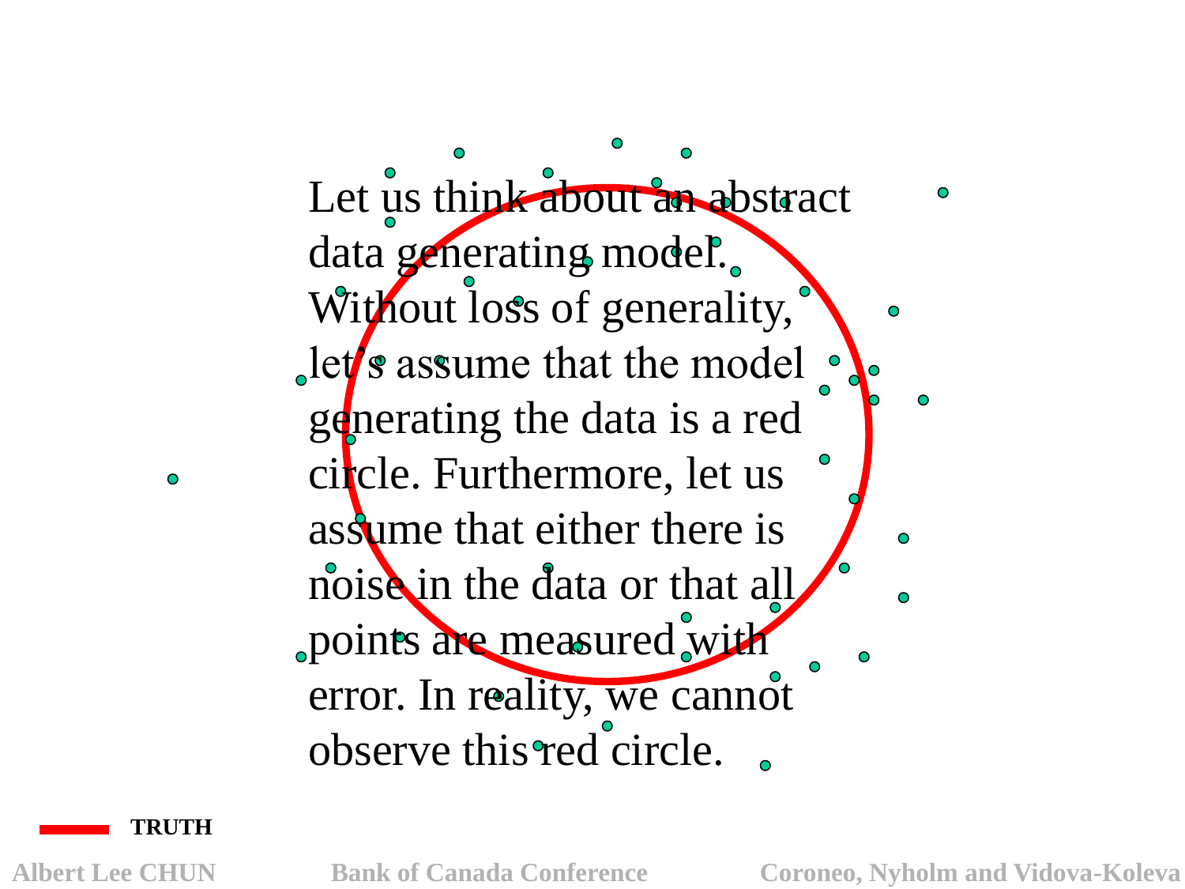Let us think about an abstract data generating model. Without loss of generality, let's assume that the model generating the data is a red circle. Furthermore, let us assume that either there is noise in the data or that all points are measured with error. In reality, we cannot observe this red circle.

**TRUTH**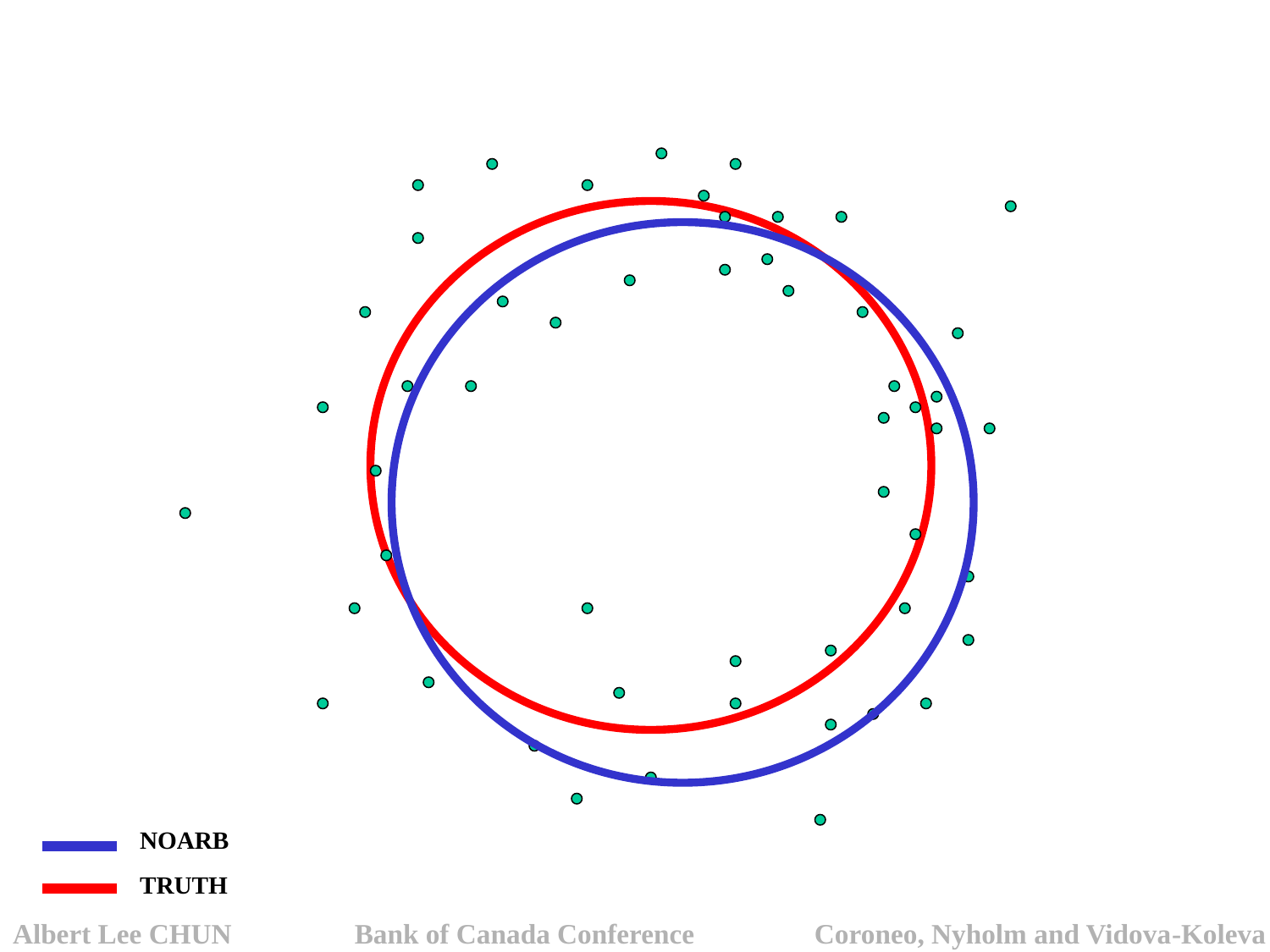NOARB

TRUTH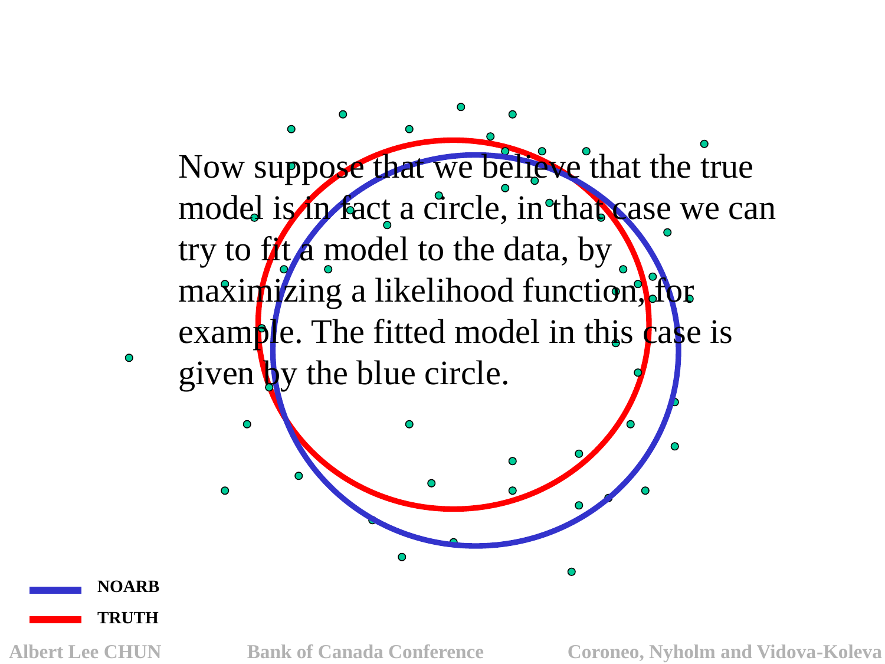Now suppose that we believe that the true model is in fact a circle, in that case we can try to fit a model to the data, by maximizing a likelihood function, for example. The fitted model in this case is given by the blue circle.

NOARB

TRUTH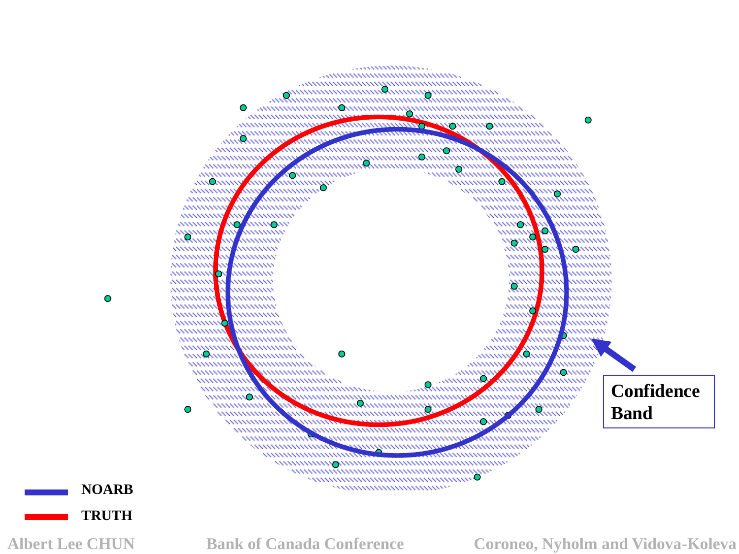Confidence Band

NOARB

TRUTH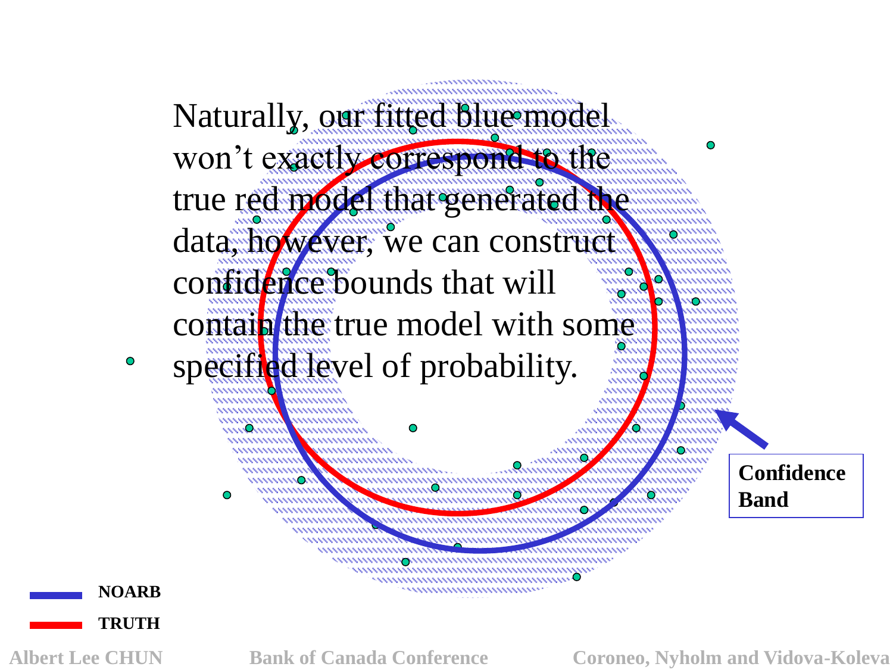Naturally, our fitted blue model won't exactly correspond to the true red model that generated the data, however, we can construct confidence bounds that will contain the true model with some specified level of probability.

**Confidence Band**

**NOARB**

**TRUTH**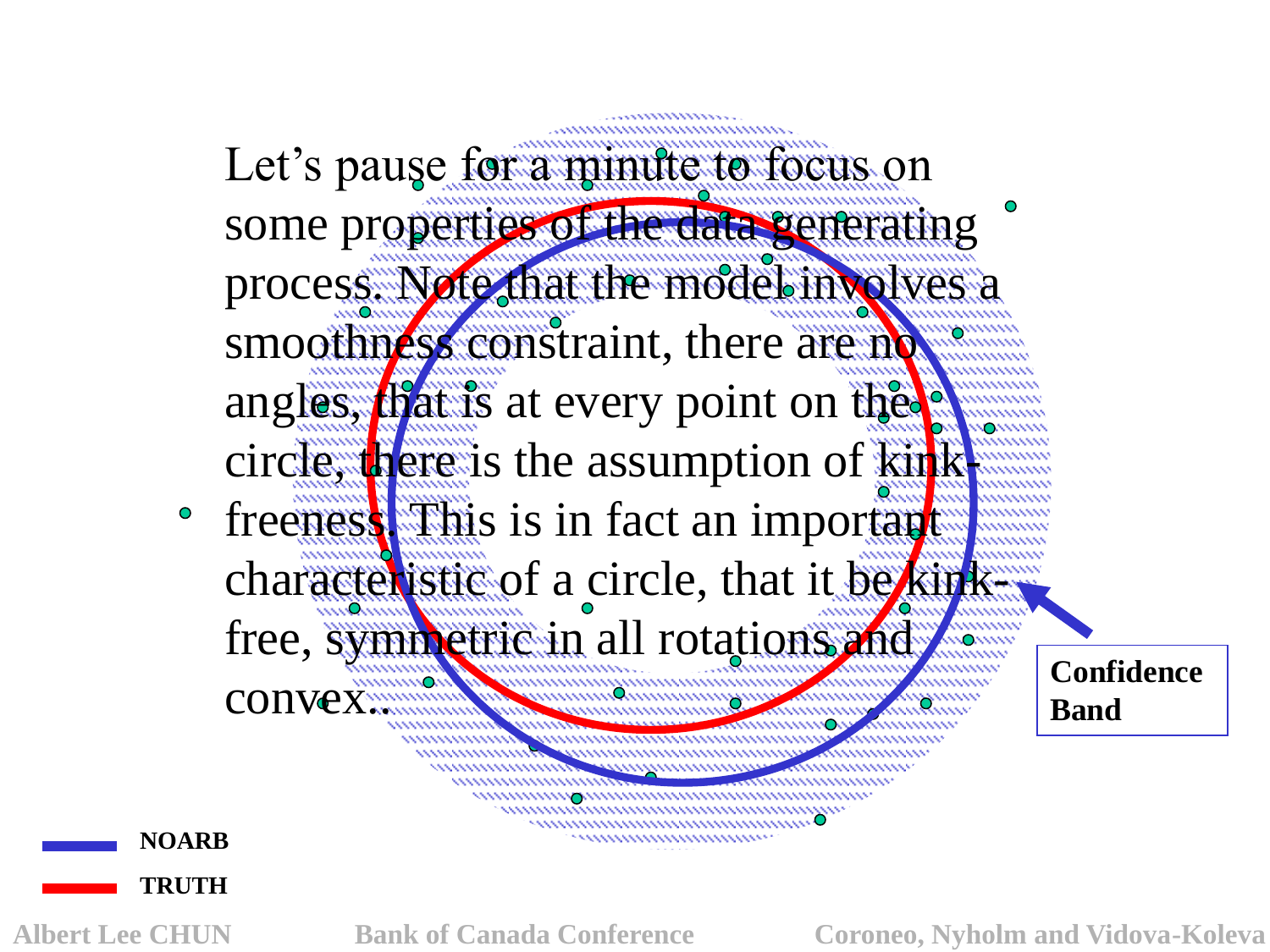Let's pause for a minute to focus on some properties of the data generating process. Note that the model involves a smoothness constraint, there are no angles, that is at every point on the circle, there is the assumption of kink-freeness. This is in fact an important characteristic of a circle, that it be kink-free, symmetric in all rotations and convex..

**Confidence Band**

**NOARB**

**TRUTH**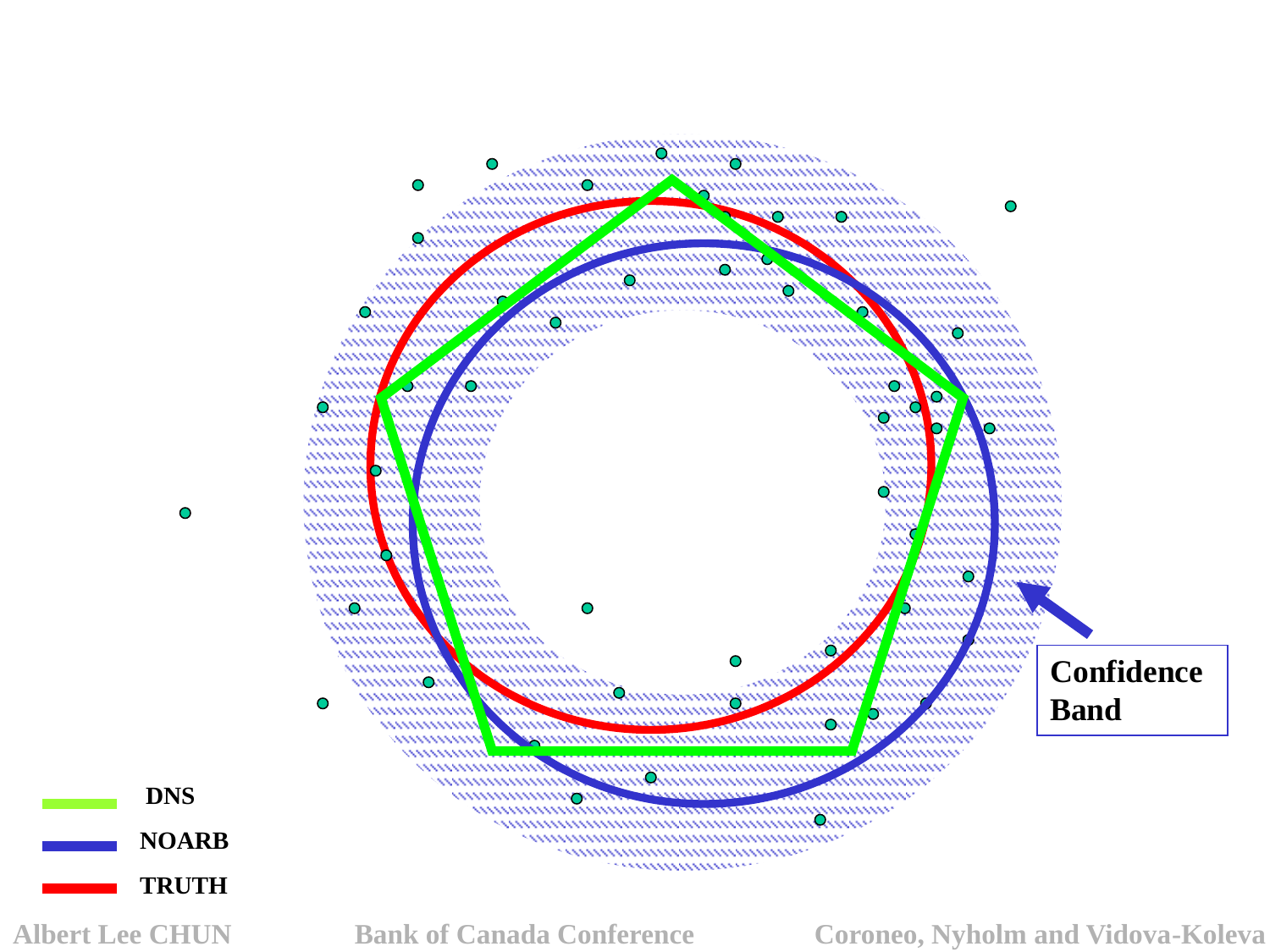Confidence Band

DNS

NOARB

TRUTH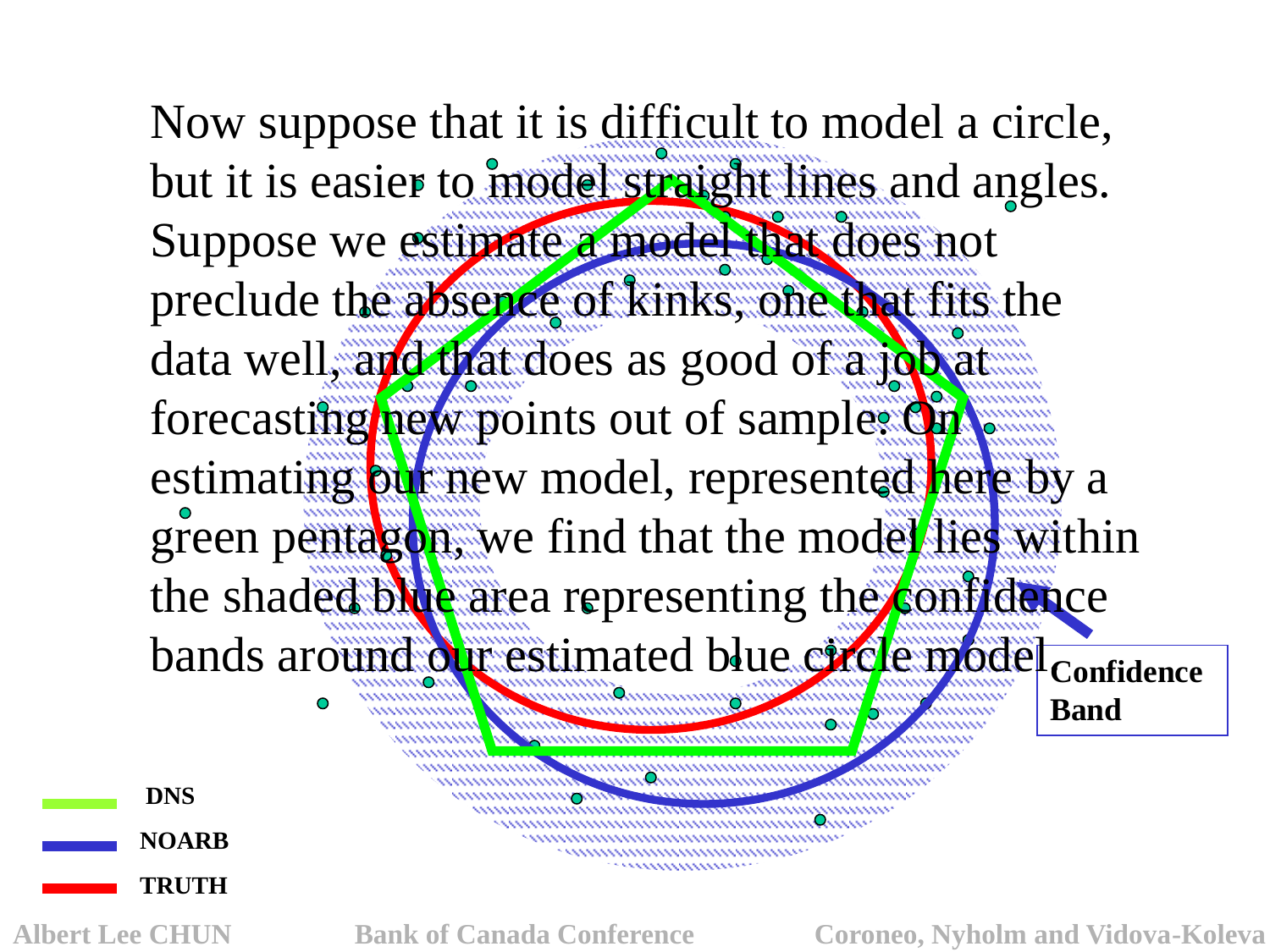Now suppose that it is difficult to model a circle, but it is easier to model straight lines and angles. Suppose we estimate a model that does not preclude the absence of kinks, one that fits the data well, and that does as good of a job at forecasting new points out of sample. On estimating our new model, represented here by a green pentagon, we find that the model lies within the shaded blue area representing the confidence bands around our estimated blue circle model.

**Confidence Band**

**DNS**

**NOARB**

**TRUTH**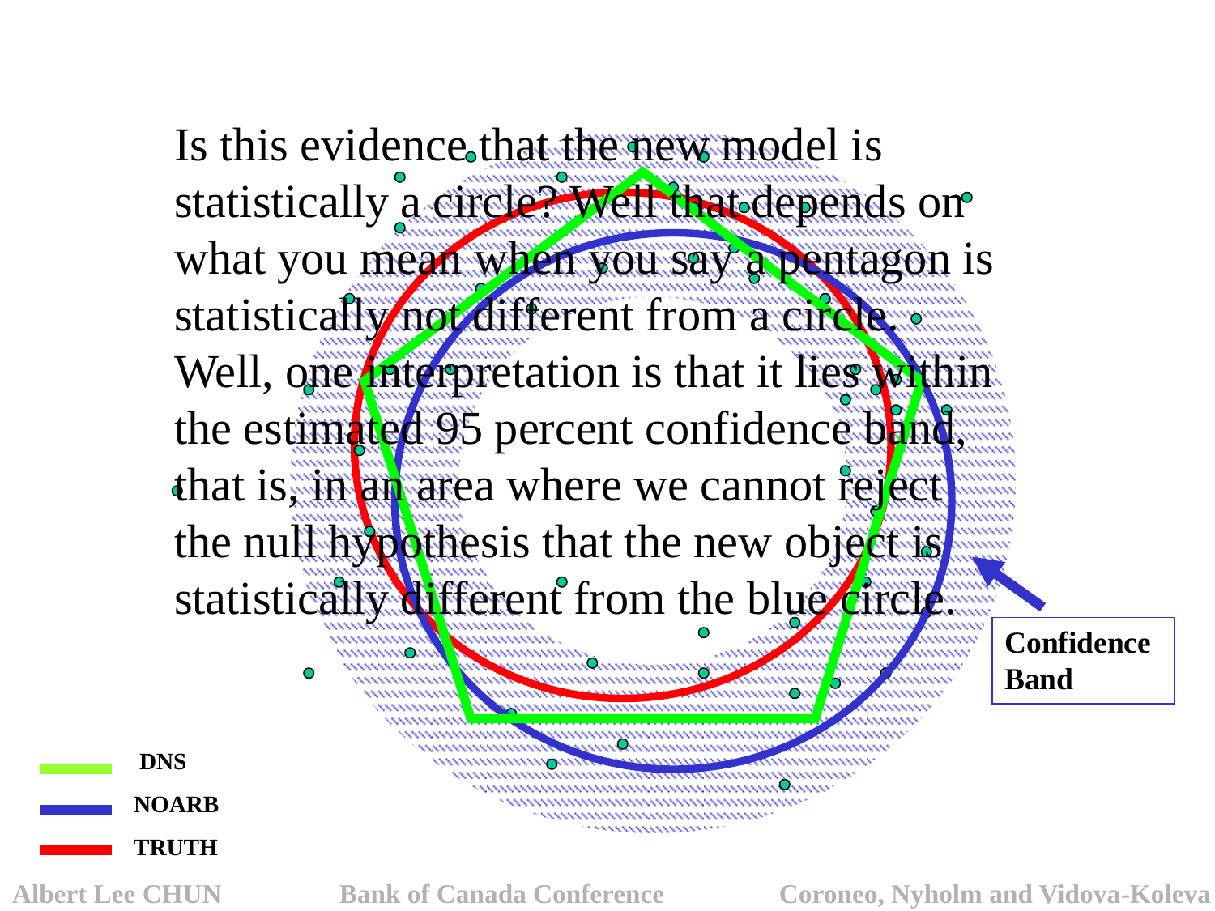Is this evidence that the new model is statistically a circle? Well that depends on what you mean when you say a pentagon is statistically not different from a circle. Well, one interpretation is that it lies within the estimated 95 percent confidence band, that is, in an area where we cannot reject the null hypothesis that the new object is statistically different from the blue circle.

**Confidence Band**

**DNS**

**NOARB**

**TRUTH**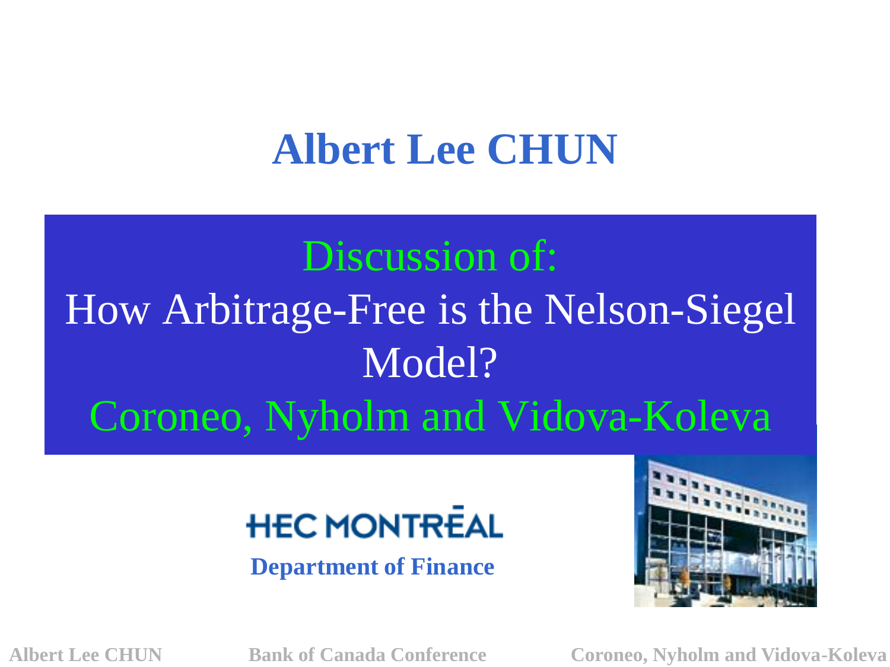# Albert Lee CHUN

## Discussion of:

## How Arbitrage-Free is the Nelson-Siegel Model?

## Coroneo, Nyholm and Vidova-Koleva

HEC MONTRĒAL

**Department of Finance**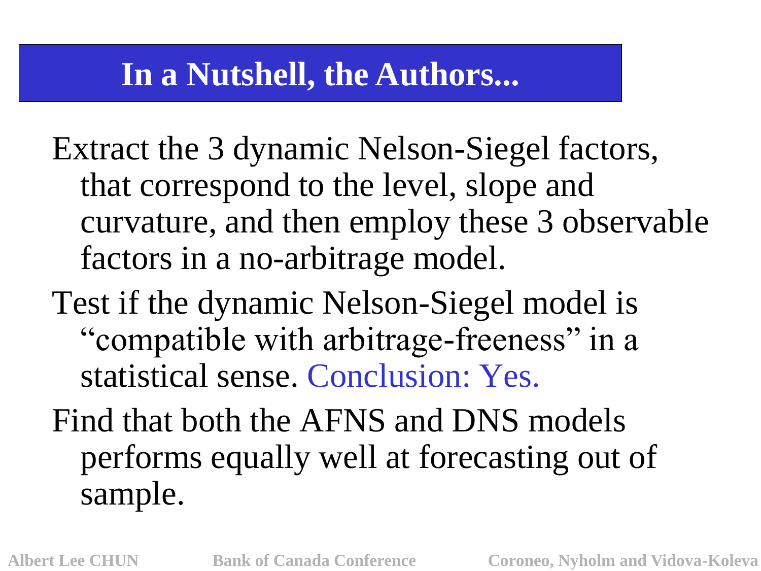# In a Nutshell, the Authors...

Extract the 3 dynamic Nelson-Siegel factors, that correspond to the level, slope and curvature, and then employ these 3 observable factors in a no-arbitrage model.

Test if the dynamic Nelson-Siegel model is "compatible with arbitrage-freeness" in a statistical sense. Conclusion: Yes.

Find that both the AFNS and DNS models performs equally well at forecasting out of sample.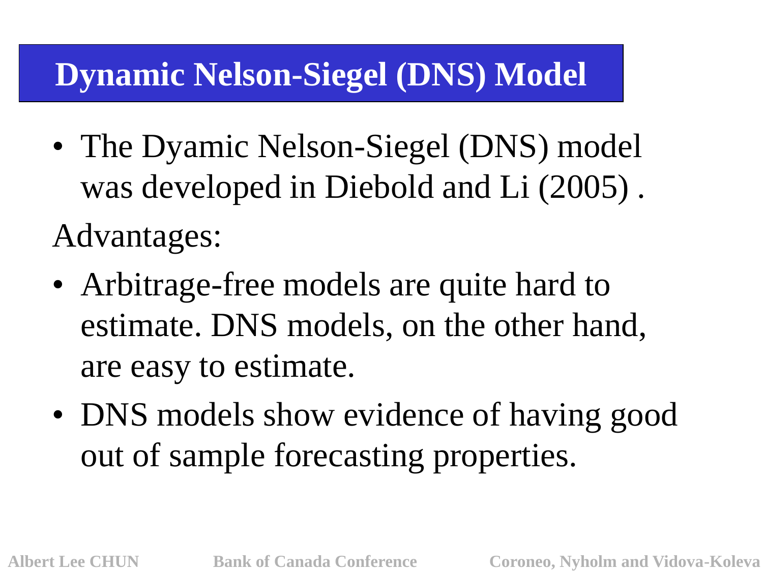# Dynamic Nelson-Siegel (DNS) Model

- The Dyamic Nelson-Siegel (DNS) model was developed in Diebold and Li (2005) .

Advantages:

- Arbitrage-free models are quite hard to estimate. DNS models, on the other hand, are easy to estimate.
- DNS models show evidence of having good out of sample forecasting properties.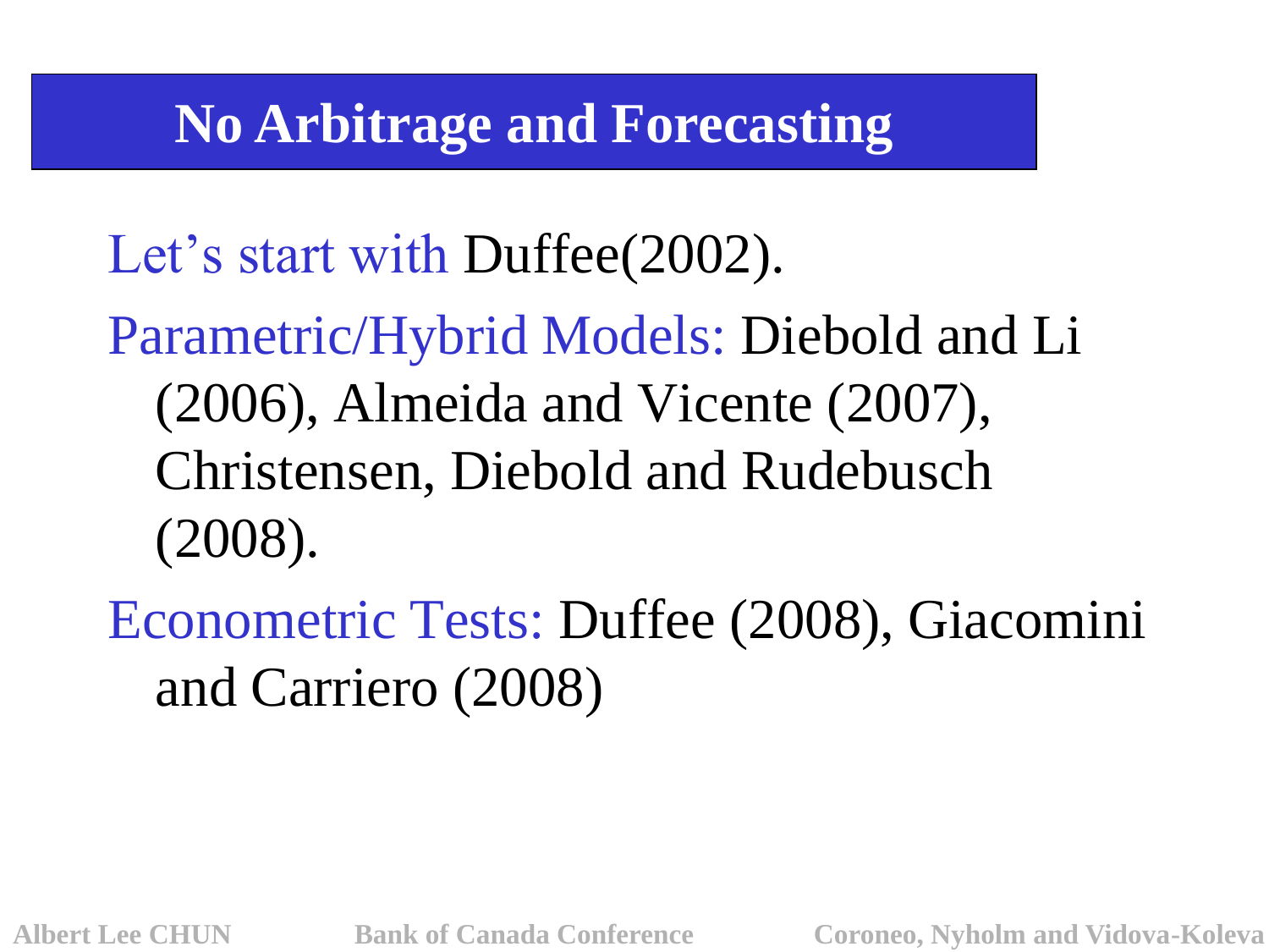# No Arbitrage and Forecasting

Let's start with Duffee(2002).

Parametric/Hybrid Models: Diebold and Li (2006), Almeida and Vicente (2007), Christensen, Diebold and Rudebusch (2008).

Econometric Tests: Duffee (2008), Giacomini and Carriero (2008)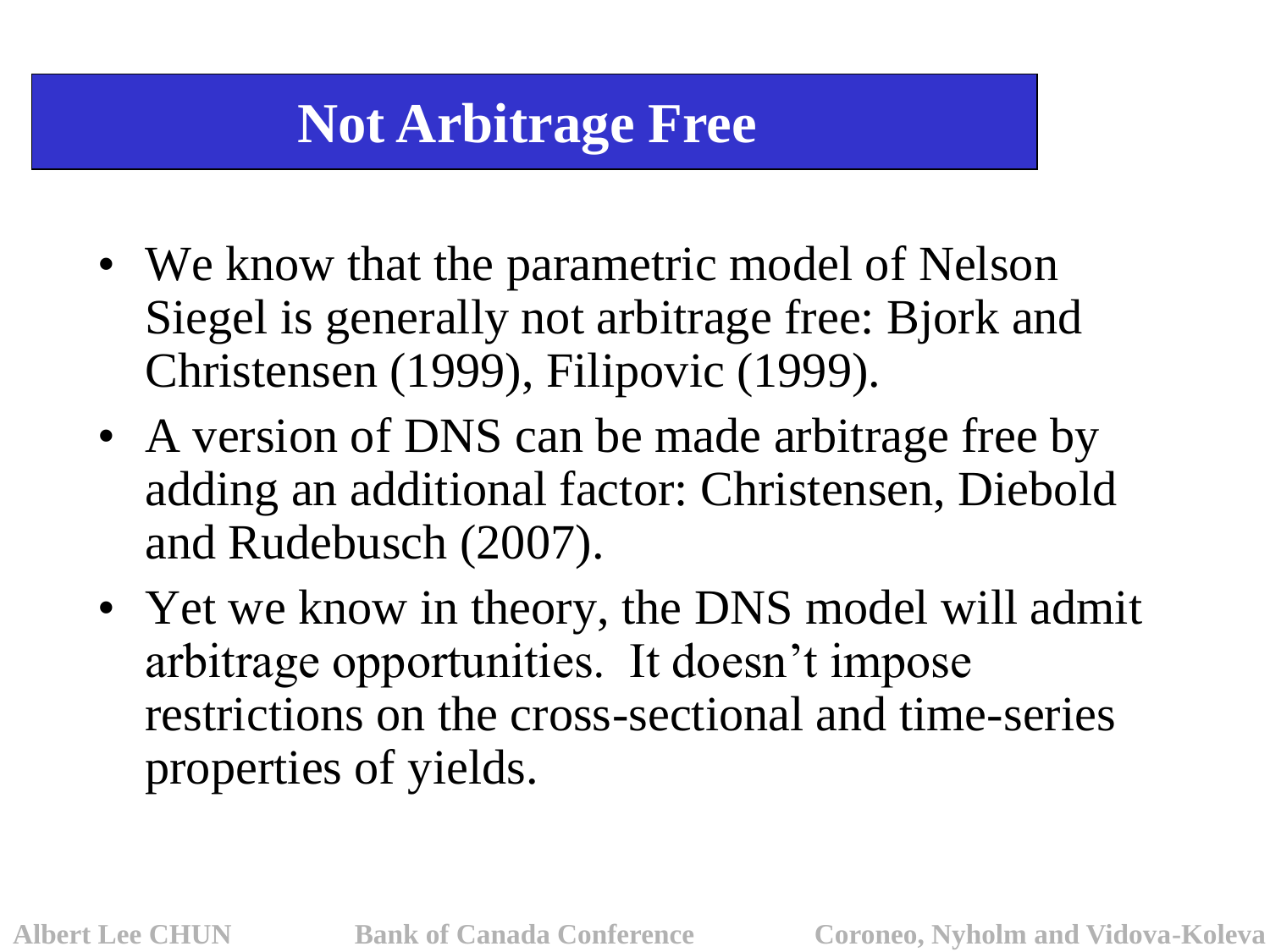# Not Arbitrage Free

- We know that the parametric model of Nelson Siegel is generally not arbitrage free: Bjork and Christensen (1999), Filipovic (1999).
- A version of DNS can be made arbitrage free by adding an additional factor: Christensen, Diebold and Rudebusch (2007).
- Yet we know in theory, the DNS model will admit arbitrage opportunities. It doesn't impose restrictions on the cross-sectional and time-series properties of yields.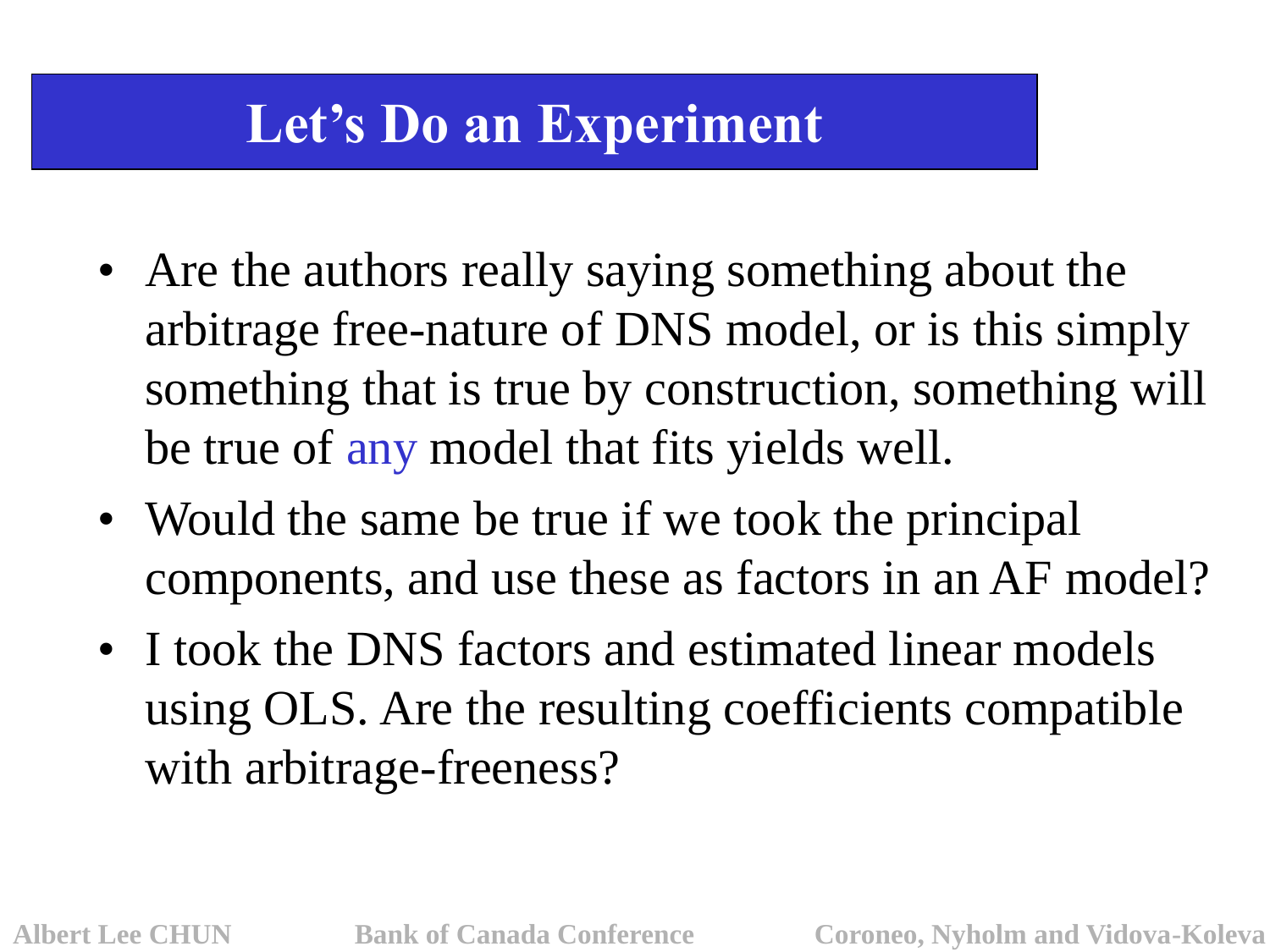# Let's Do an Experiment

- Are the authors really saying something about the arbitrage free-nature of DNS model, or is this simply something that is true by construction, something will be true of any model that fits yields well.
- Would the same be true if we took the principal components, and use these as factors in an AF model?
- I took the DNS factors and estimated linear models using OLS. Are the resulting coefficients compatible with arbitrage-freeness?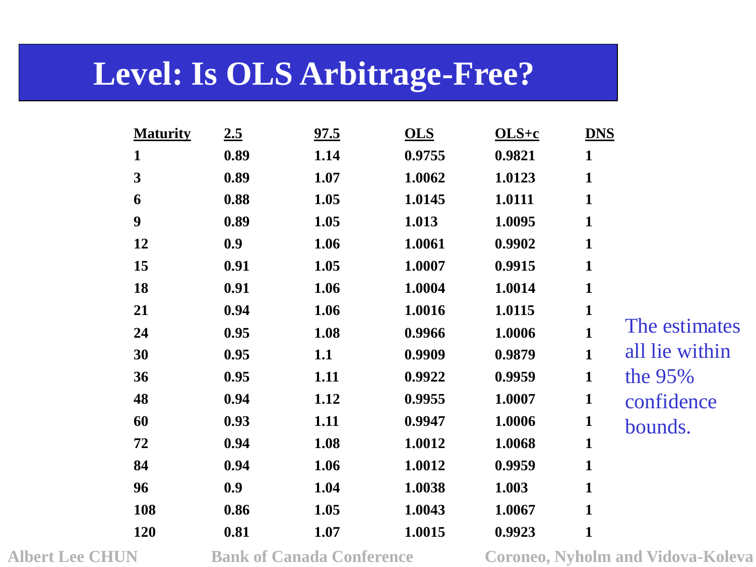# Level: Is OLS Arbitrage-Free?

| Maturity | 2.5 | 97.5 | OLS | OLS+c | DNS |
|---|---|---|---|---|---|
| 1 | 0.89 | 1.14 | 0.9755 | 0.9821 | 1 |
| 3 | 0.89 | 1.07 | 1.0062 | 1.0123 | 1 |
| 6 | 0.88 | 1.05 | 1.0145 | 1.0111 | 1 |
| 9 | 0.89 | 1.05 | 1.013 | 1.0095 | 1 |
| 12 | 0.9 | 1.06 | 1.0061 | 0.9902 | 1 |
| 15 | 0.91 | 1.05 | 1.0007 | 0.9915 | 1 |
| 18 | 0.91 | 1.06 | 1.0004 | 1.0014 | 1 |
| 21 | 0.94 | 1.06 | 1.0016 | 1.0115 | 1 |
| 24 | 0.95 | 1.08 | 0.9966 | 1.0006 | 1 |
| 30 | 0.95 | 1.1 | 0.9909 | 0.9879 | 1 |
| 36 | 0.95 | 1.11 | 0.9922 | 0.9959 | 1 |
| 48 | 0.94 | 1.12 | 0.9955 | 1.0007 | 1 |
| 60 | 0.93 | 1.11 | 0.9947 | 1.0006 | 1 |
| 72 | 0.94 | 1.08 | 1.0012 | 1.0068 | 1 |
| 84 | 0.94 | 1.06 | 1.0012 | 0.9959 | 1 |
| 96 | 0.9 | 1.04 | 1.0038 | 1.003 | 1 |
| 108 | 0.86 | 1.05 | 1.0043 | 1.0067 | 1 |
| 120 | 0.81 | 1.07 | 1.0015 | 0.9923 | 1 |

The estimates all lie within the 95% confidence bounds.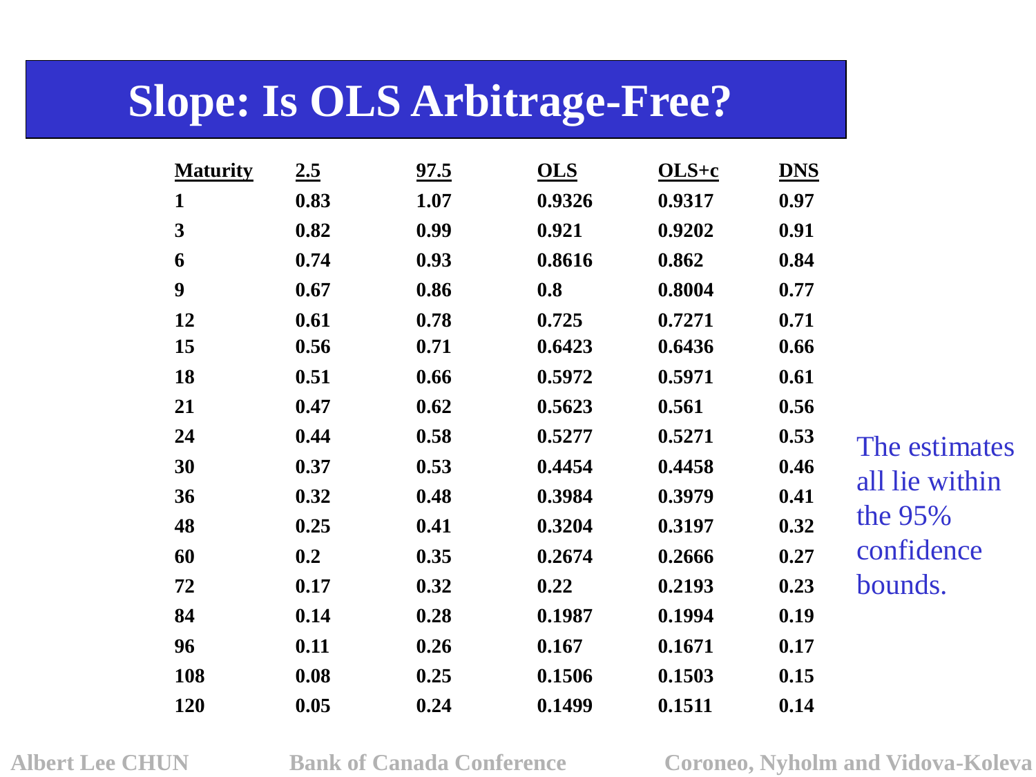# Slope: Is OLS Arbitrage-Free?

| Maturity | 2.5 | 97.5 | OLS | OLS+c | DNS |
|---|---|---|---|---|---|
| 1 | 0.83 | 1.07 | 0.9326 | 0.9317 | 0.97 |
| 3 | 0.82 | 0.99 | 0.921 | 0.9202 | 0.91 |
| 6 | 0.74 | 0.93 | 0.8616 | 0.862 | 0.84 |
| 9 | 0.67 | 0.86 | 0.8 | 0.8004 | 0.77 |
| 12 | 0.61 | 0.78 | 0.725 | 0.7271 | 0.71 |
| 15 | 0.56 | 0.71 | 0.6423 | 0.6436 | 0.66 |
| 18 | 0.51 | 0.66 | 0.5972 | 0.5971 | 0.61 |
| 21 | 0.47 | 0.62 | 0.5623 | 0.561 | 0.56 |
| 24 | 0.44 | 0.58 | 0.5277 | 0.5271 | 0.53 |
| 30 | 0.37 | 0.53 | 0.4454 | 0.4458 | 0.46 |
| 36 | 0.32 | 0.48 | 0.3984 | 0.3979 | 0.41 |
| 48 | 0.25 | 0.41 | 0.3204 | 0.3197 | 0.32 |
| 60 | 0.2 | 0.35 | 0.2674 | 0.2666 | 0.27 |
| 72 | 0.17 | 0.32 | 0.22 | 0.2193 | 0.23 |
| 84 | 0.14 | 0.28 | 0.1987 | 0.1994 | 0.19 |
| 96 | 0.11 | 0.26 | 0.167 | 0.1671 | 0.17 |
| 108 | 0.08 | 0.25 | 0.1506 | 0.1503 | 0.15 |
| 120 | 0.05 | 0.24 | 0.1499 | 0.1511 | 0.14 |

The estimates all lie within the 95% confidence bounds.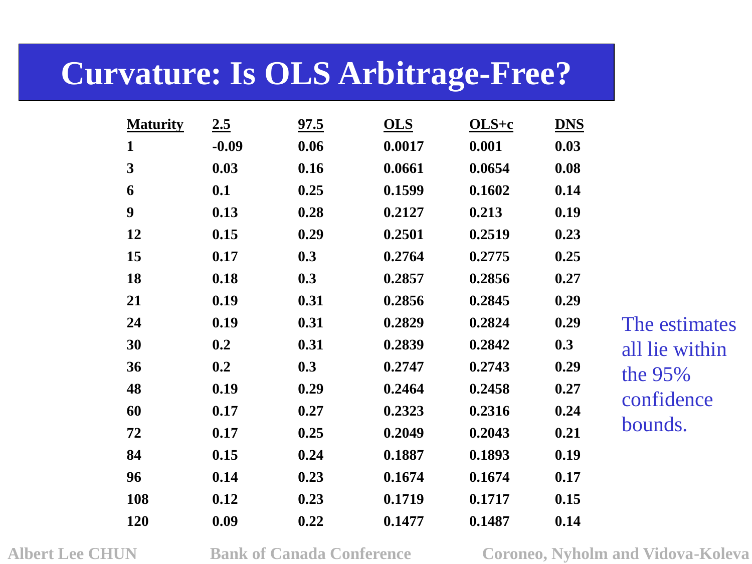# Curvature: Is OLS Arbitrage-Free?

| Maturity | 2.5 | 97.5 | OLS | OLS+c | DNS |
|---|---|---|---|---|---|
| 1 | -0.09 | 0.06 | 0.0017 | 0.001 | 0.03 |
| 3 | 0.03 | 0.16 | 0.0661 | 0.0654 | 0.08 |
| 6 | 0.1 | 0.25 | 0.1599 | 0.1602 | 0.14 |
| 9 | 0.13 | 0.28 | 0.2127 | 0.213 | 0.19 |
| 12 | 0.15 | 0.29 | 0.2501 | 0.2519 | 0.23 |
| 15 | 0.17 | 0.3 | 0.2764 | 0.2775 | 0.25 |
| 18 | 0.18 | 0.3 | 0.2857 | 0.2856 | 0.27 |
| 21 | 0.19 | 0.31 | 0.2856 | 0.2845 | 0.29 |
| 24 | 0.19 | 0.31 | 0.2829 | 0.2824 | 0.29 |
| 30 | 0.2 | 0.31 | 0.2839 | 0.2842 | 0.3 |
| 36 | 0.2 | 0.3 | 0.2747 | 0.2743 | 0.29 |
| 48 | 0.19 | 0.29 | 0.2464 | 0.2458 | 0.27 |
| 60 | 0.17 | 0.27 | 0.2323 | 0.2316 | 0.24 |
| 72 | 0.17 | 0.25 | 0.2049 | 0.2043 | 0.21 |
| 84 | 0.15 | 0.24 | 0.1887 | 0.1893 | 0.19 |
| 96 | 0.14 | 0.23 | 0.1674 | 0.1674 | 0.17 |
| 108 | 0.12 | 0.23 | 0.1719 | 0.1717 | 0.15 |
| 120 | 0.09 | 0.22 | 0.1477 | 0.1487 | 0.14 |

The estimates all lie within the 95% confidence bounds.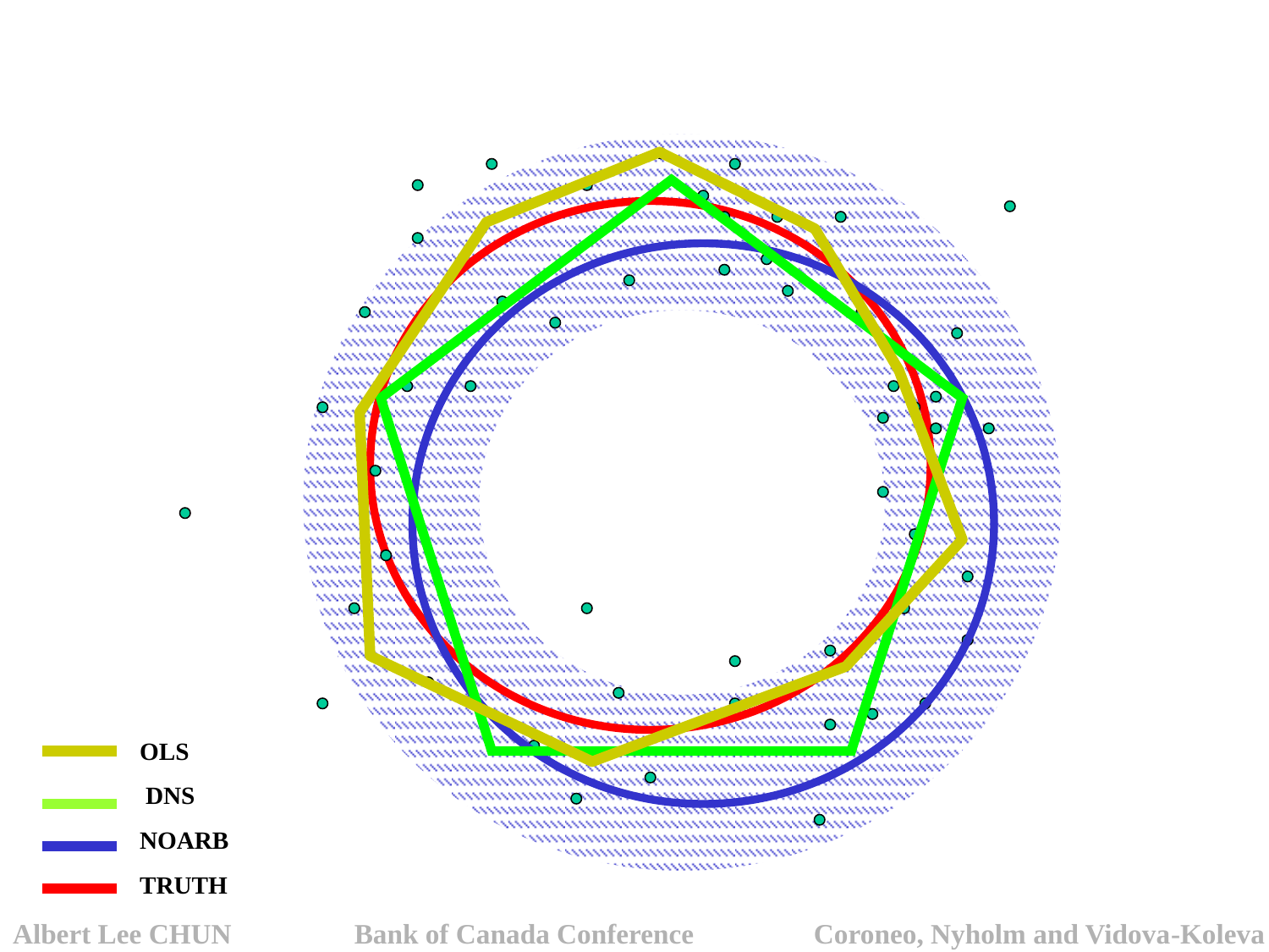OLS

DNS

NOARB

TRUTH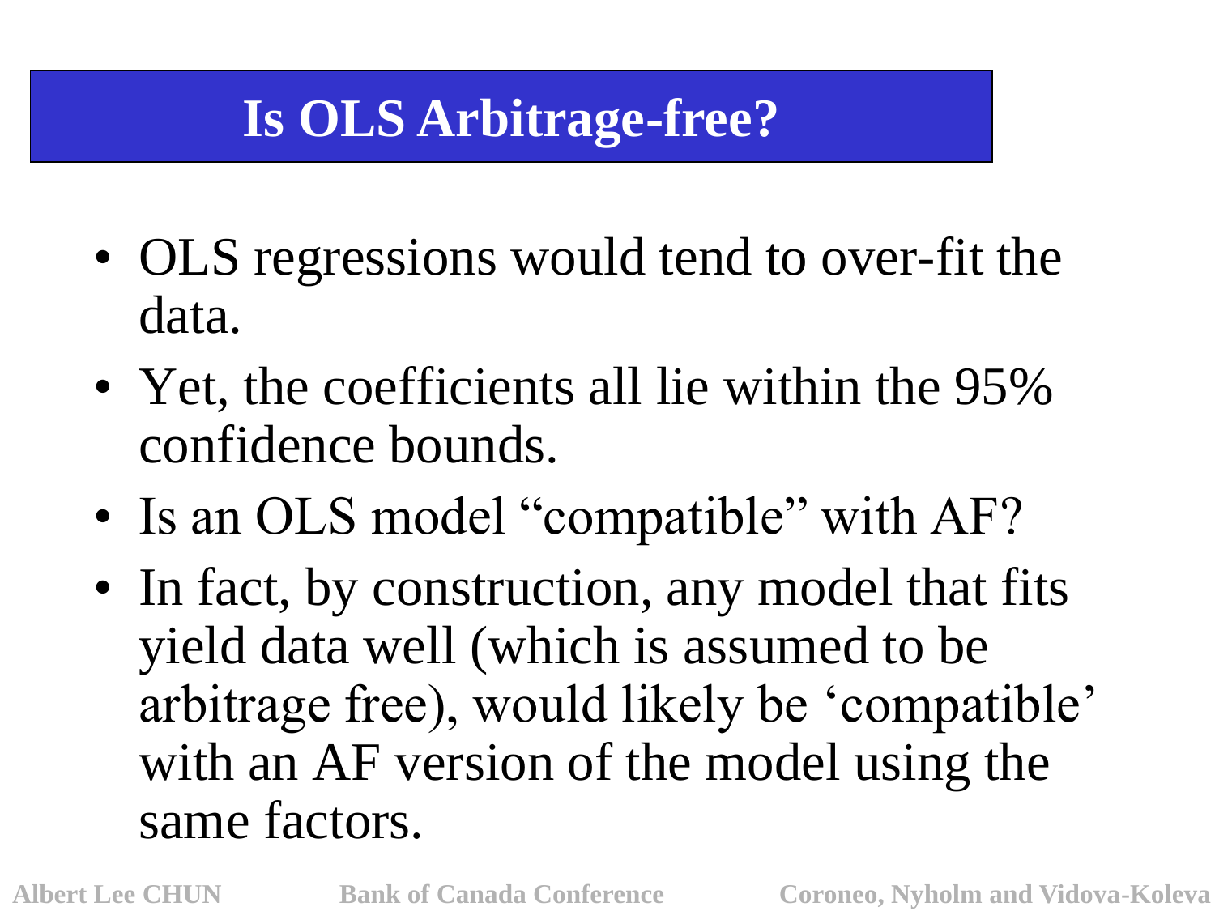# Is OLS Arbitrage-free?

- OLS regressions would tend to over-fit the data.
- Yet, the coefficients all lie within the 95% confidence bounds.
- Is an OLS model "compatible" with AF?
- In fact, by construction, any model that fits yield data well (which is assumed to be arbitrage free), would likely be 'compatible' with an AF version of the model using the same factors.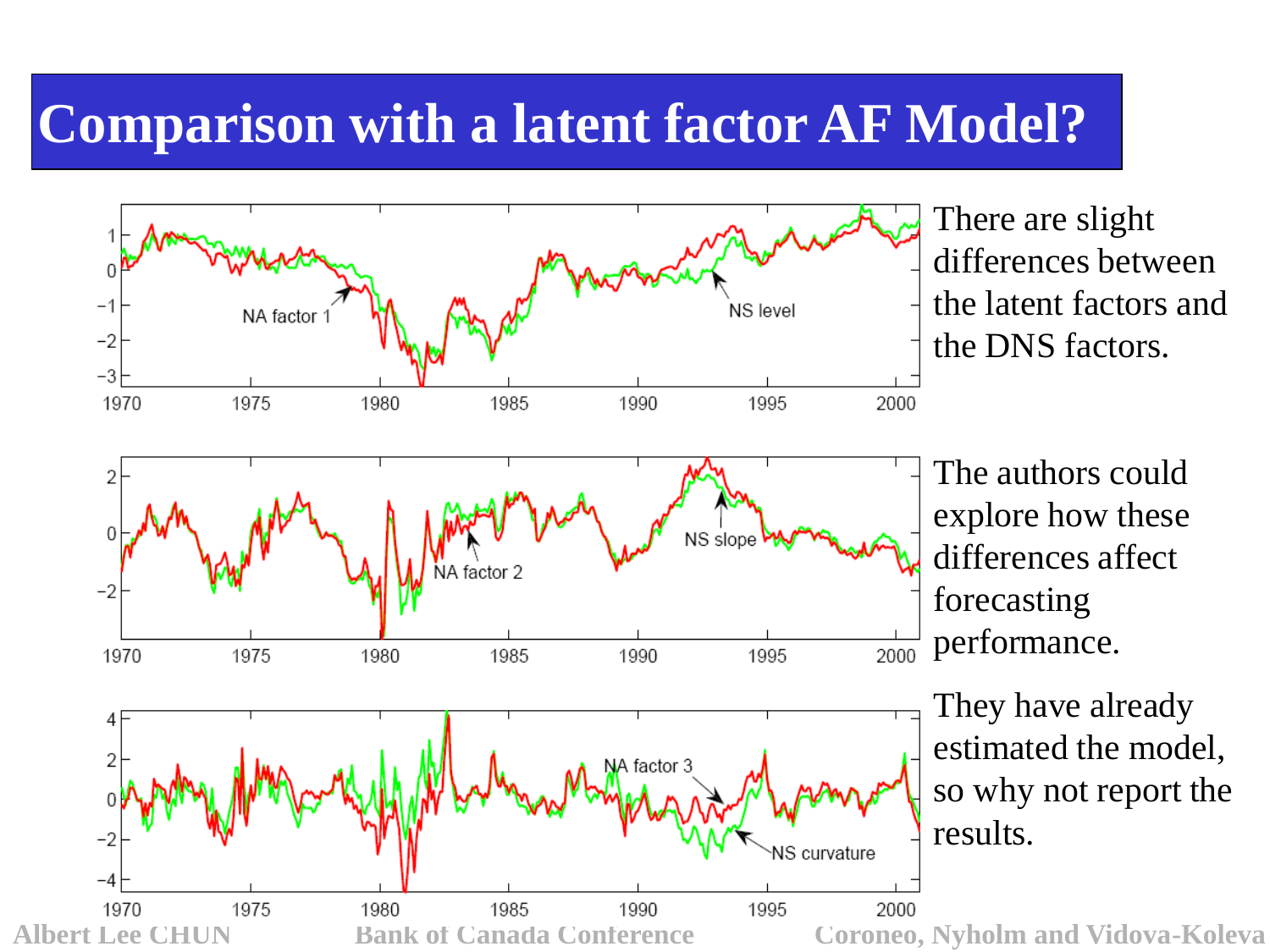# Comparison with a latent factor AF Model?

There are slight differences between the latent factors and the DNS factors.

The authors could explore how these differences affect forecasting performance.

They have already estimated the model, so why not report the results.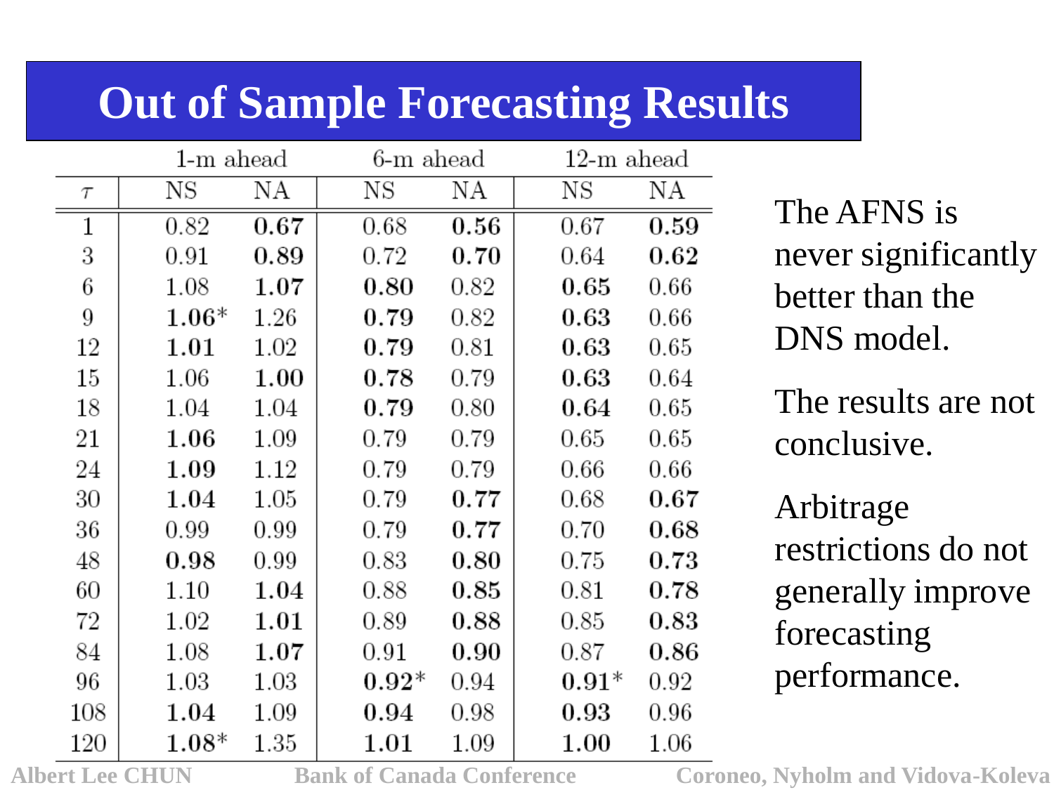# Out of Sample Forecasting Results

| | 1-m ahead | | 6-m ahead | | 12-m ahead | |
|---|---|---|---|---|---|---|
| $\tau$ | NS | NA | NS | NA | NS | NA |
| 1 | 0.82 | **0.67** | 0.68 | **0.56** | 0.67 | **0.59** |
| 3 | 0.91 | **0.89** | 0.72 | **0.70** | 0.64 | **0.62** |
| 6 | 1.08 | **1.07** | **0.80** | 0.82 | **0.65** | 0.66 |
| 9 | **1.06*** | 1.26 | **0.79** | 0.82 | **0.63** | 0.66 |
| 12 | **1.01** | 1.02 | **0.79** | 0.81 | **0.63** | 0.65 |
| 15 | 1.06 | **1.00** | **0.78** | 0.79 | **0.63** | 0.64 |
| 18 | 1.04 | 1.04 | **0.79** | 0.80 | **0.64** | 0.65 |
| 21 | **1.06** | 1.09 | 0.79 | 0.79 | 0.65 | 0.65 |
| 24 | **1.09** | 1.12 | 0.79 | 0.79 | 0.66 | 0.66 |
| 30 | **1.04** | 1.05 | 0.79 | **0.77** | 0.68 | **0.67** |
| 36 | 0.99 | 0.99 | 0.79 | **0.77** | 0.70 | **0.68** |
| 48 | **0.98** | 0.99 | 0.83 | **0.80** | 0.75 | **0.73** |
| 60 | 1.10 | **1.04** | 0.88 | **0.85** | 0.81 | **0.78** |
| 72 | 1.02 | **1.01** | 0.89 | **0.88** | 0.85 | **0.83** |
| 84 | 1.08 | **1.07** | 0.91 | **0.90** | 0.87 | **0.86** |
| 96 | 1.03 | 1.03 | **0.92*** | 0.94 | **0.91*** | 0.92 |
| 108 | **1.04** | 1.09 | **0.94** | 0.98 | **0.93** | 0.96 |
| 120 | **1.08*** | 1.35 | **1.01** | 1.09 | **1.00** | 1.06 |

The AFNS is never significantly better than the DNS model.

The results are not conclusive.

Arbitrage restrictions do not generally improve forecasting performance.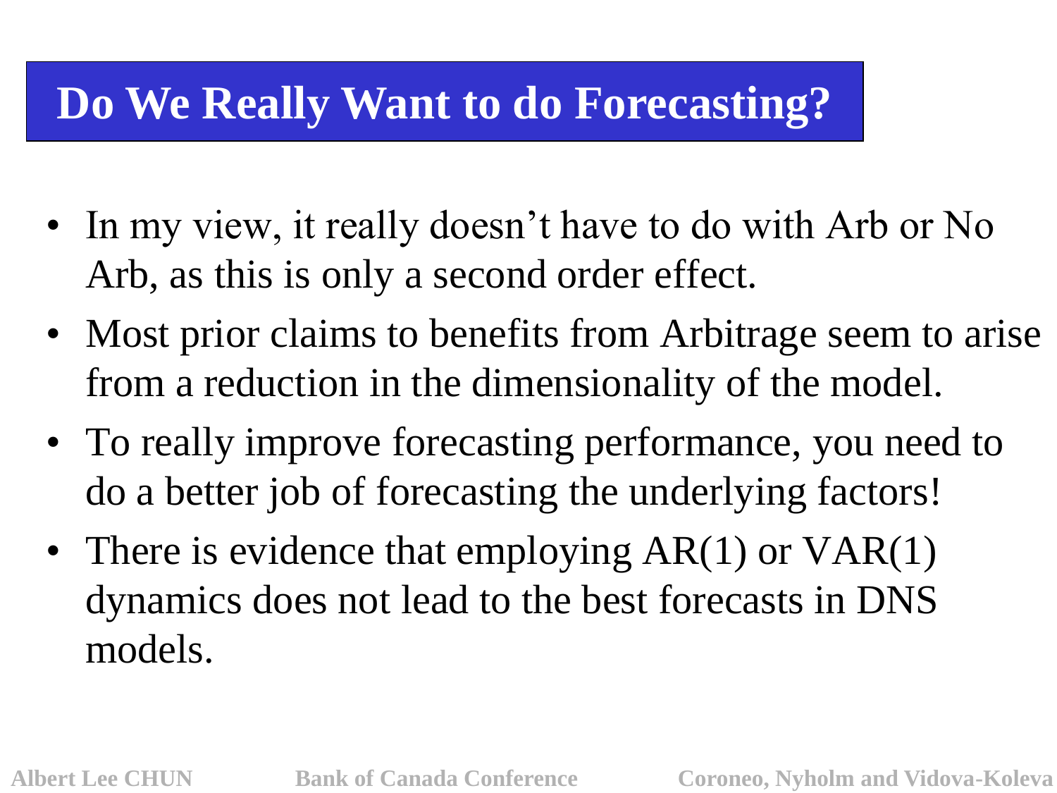# Do We Really Want to do Forecasting?

- In my view, it really doesn't have to do with Arb or No Arb, as this is only a second order effect.
- Most prior claims to benefits from Arbitrage seem to arise from a reduction in the dimensionality of the model.
- To really improve forecasting performance, you need to do a better job of forecasting the underlying factors!
- There is evidence that employing AR(1) or VAR(1) dynamics does not lead to the best forecasts in DNS models.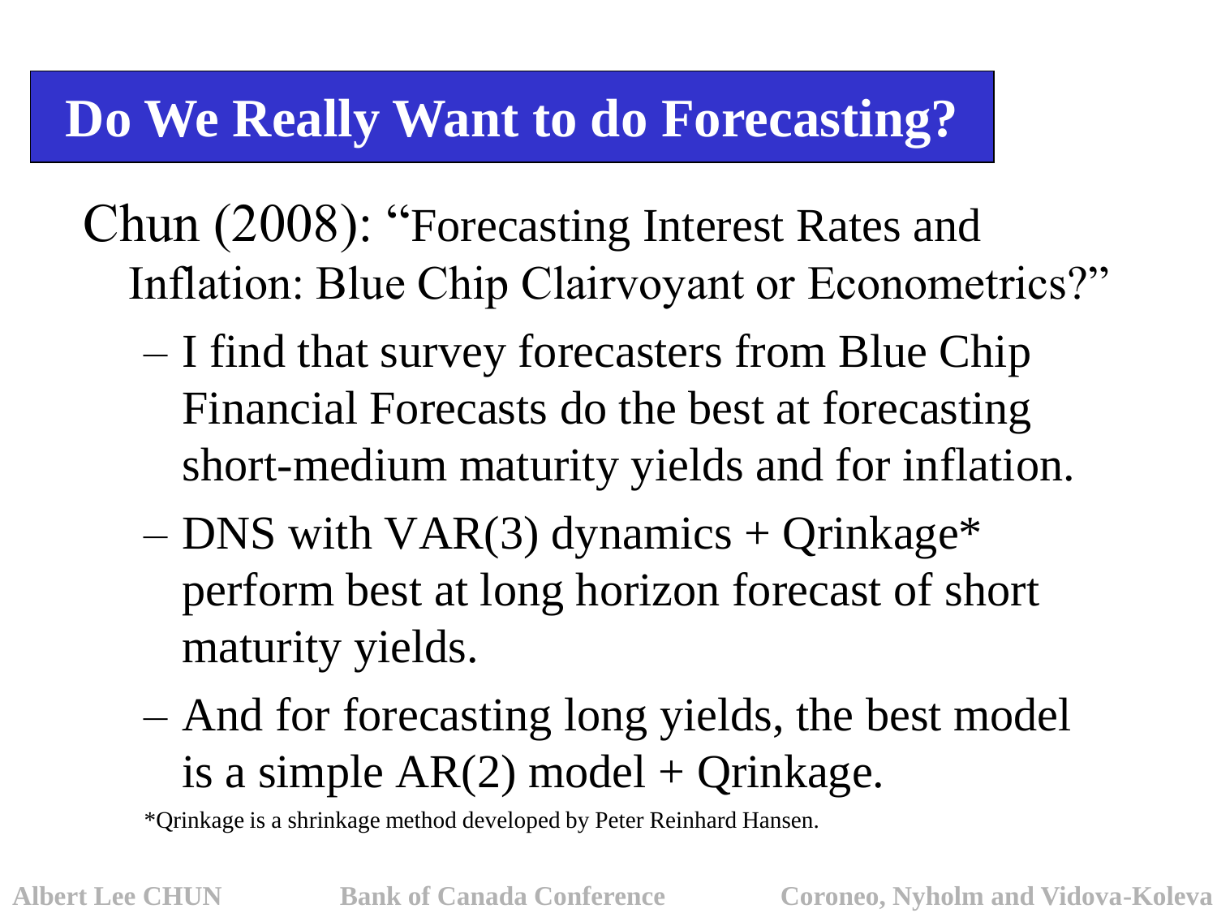# Do We Really Want to do Forecasting?

Chun (2008): "Forecasting Interest Rates and Inflation: Blue Chip Clairvoyant or Econometrics?"

- I find that survey forecasters from Blue Chip Financial Forecasts do the best at forecasting short-medium maturity yields and for inflation.
- DNS with VAR(3) dynamics + Qrinkage* perform best at long horizon forecast of short maturity yields.
- And for forecasting long yields, the best model is a simple AR(2) model + Qrinkage.

*Qrinkage is a shrinkage method developed by Peter Reinhard Hansen.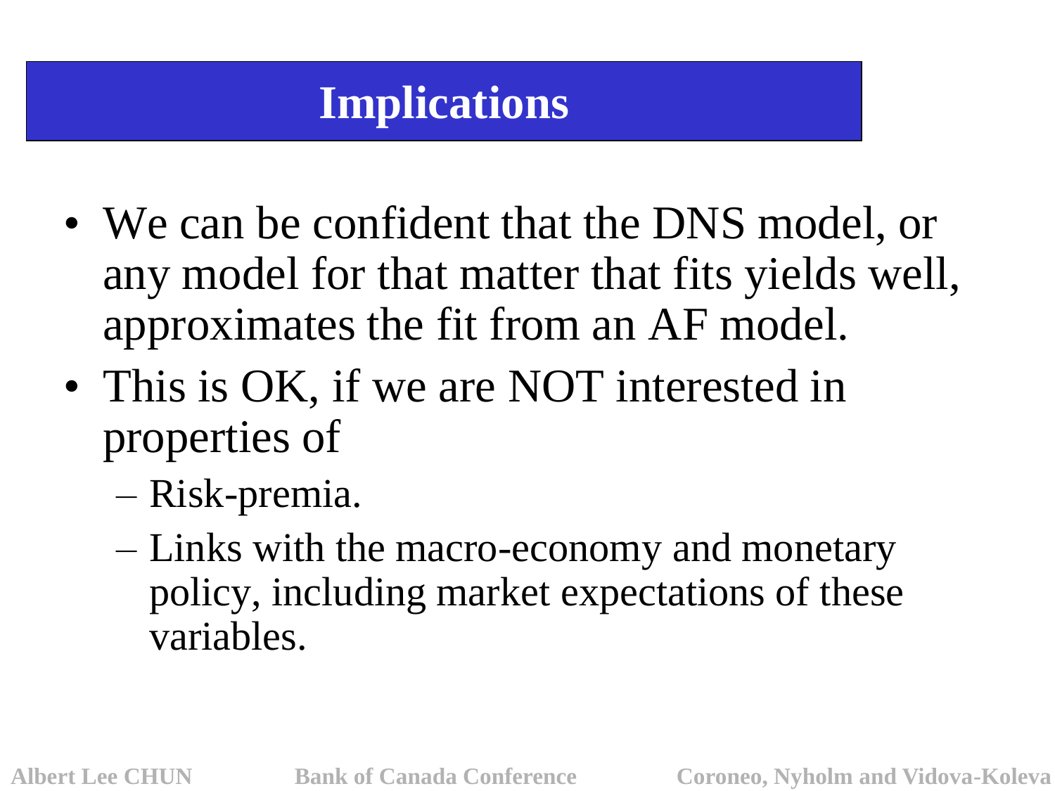# Implications

- We can be confident that the DNS model, or any model for that matter that fits yields well, approximates the fit from an AF model.
- This is OK, if we are NOT interested in properties of
  - Risk-premia.
  - Links with the macro-economy and monetary policy, including market expectations of these variables.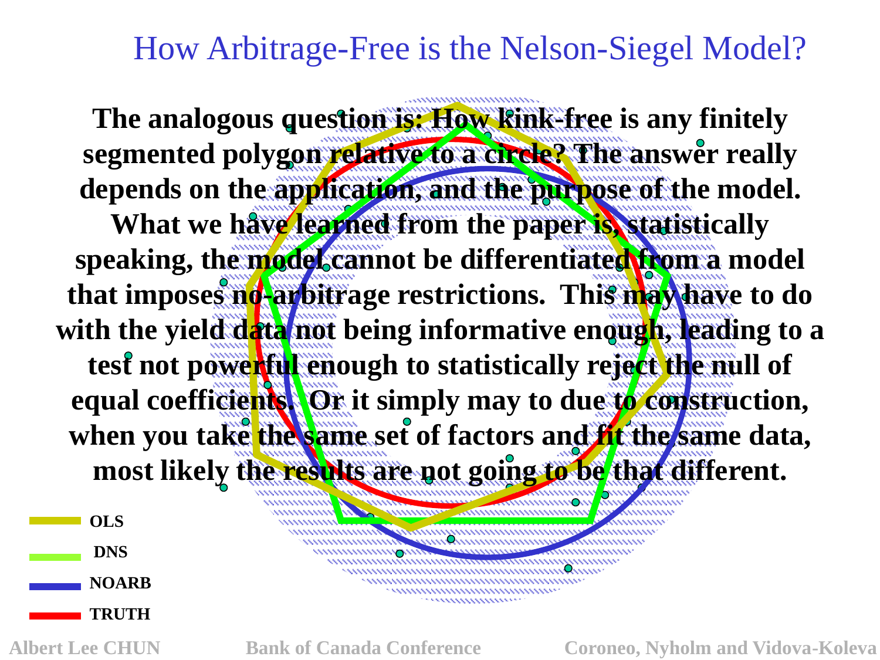# How Arbitrage-Free is the Nelson-Siegel Model?

**The analogous question is: How kink-free is any finitely segmented polygon relative to a circle? The answer really depends on the application, and the purpose of the model. What we have learned from the paper is, statistically speaking, the model cannot be differentiated from a model that imposes no-arbitrage restrictions. This may have to do with the yield data not being informative enough, leading to a test not powerful enough to statistically reject the null of equal coefficients. Or it simply may to due to construction, when you take the same set of factors and fit the same data, most likely the results are not going to be that different.**

**OLS**

**DNS**

**NOARB**

**TRUTH**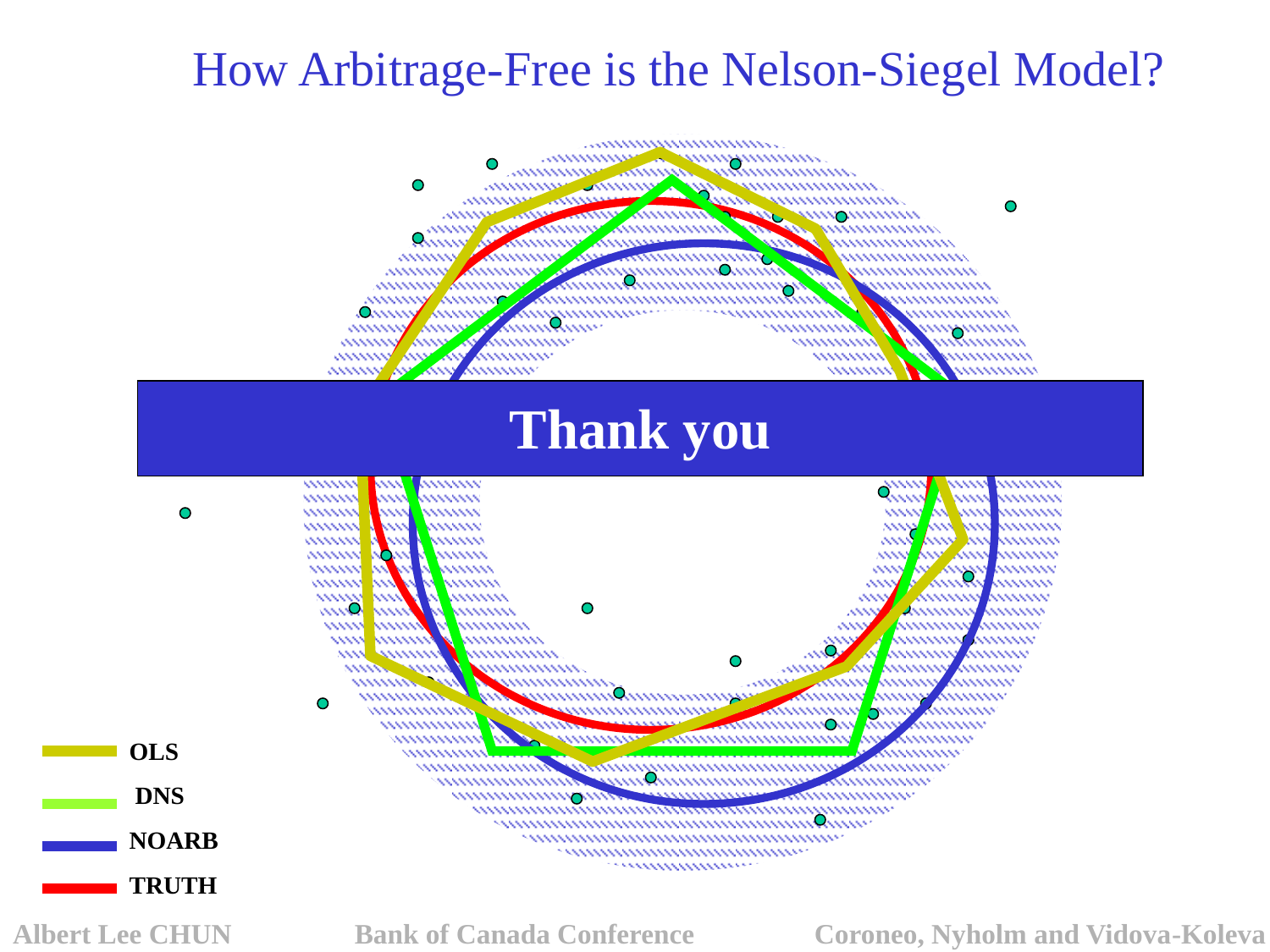# How Arbitrage-Free is the Nelson-Siegel Model?

**Thank you**

**OLS**

**DNS**

**NOARB**

**TRUTH**